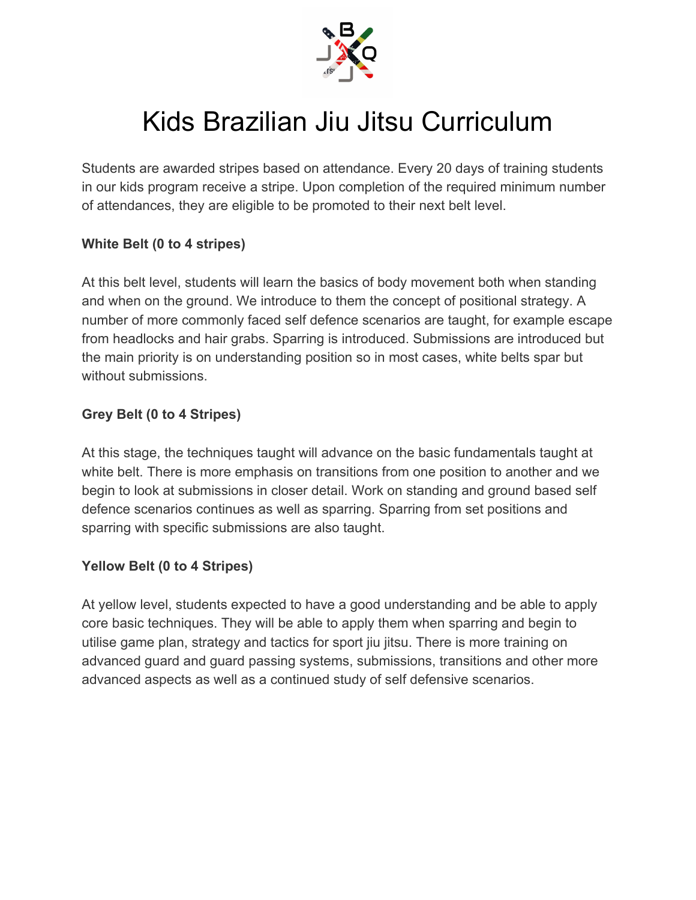# Kids Brazilian Jiu Jitsu Curriculum

Students are awarded stripes based on attendance. Every 20 days of training students in our kids program receive a stripe. Upon completion of the required minimum number of attendances, they are eligible to be promoted to their next belt level.

**White Belt (0 to 4 stripes)**

At this belt level, students will learn the basics of body movement both when standing and when on the ground. We introduce to them the concept of positional strategy. A number of more commonly faced self defence scenarios are taught, for example escape from headlocks and hair grabs. Sparring is introduced. Submissions are introduced but the main priority is on understanding position so in most cases, white belts spar but without submissions.

**Grey Belt (0 to 4 Stripes)**

At this stage, the techniques taught will advance on the basic fundamentals taught at white belt. There is more emphasis on transitions from one position to another and we begin to look at submissions in closer detail. Work on standing and ground based self defence scenarios continues as well as sparring. Sparring from set positions and sparring with specific submissions are also taught.

**Yellow Belt (0 to 4 Stripes)**

At yellow level, students expected to have a good understanding and be able to apply core basic techniques. They will be able to apply them when sparring and begin to utilise game plan, strategy and tactics for sport jiu jitsu. There is more training on advanced guard and guard passing systems, submissions, transitions and other more advanced aspects as well as a continued study of self defensive scenarios.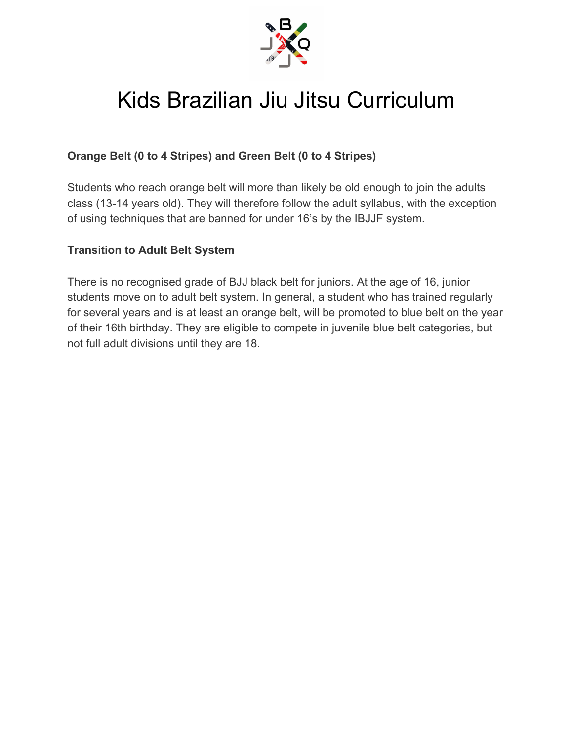# Kids Brazilian Jiu Jitsu Curriculum

**Orange Belt (0 to 4 Stripes) and Green Belt (0 to 4 Stripes)**

Students who reach orange belt will more than likely be old enough to join the adults class (13-14 years old). They will therefore follow the adult syllabus, with the exception of using techniques that are banned for under 16's by the IBJJF system.

**Transition to Adult Belt System**

There is no recognised grade of BJJ black belt for juniors. At the age of 16, junior students move on to adult belt system. In general, a student who has trained regularly for several years and is at least an orange belt, will be promoted to blue belt on the year of their 16th birthday. They are eligible to compete in juvenile blue belt categories, but not full adult divisions until they are 18.